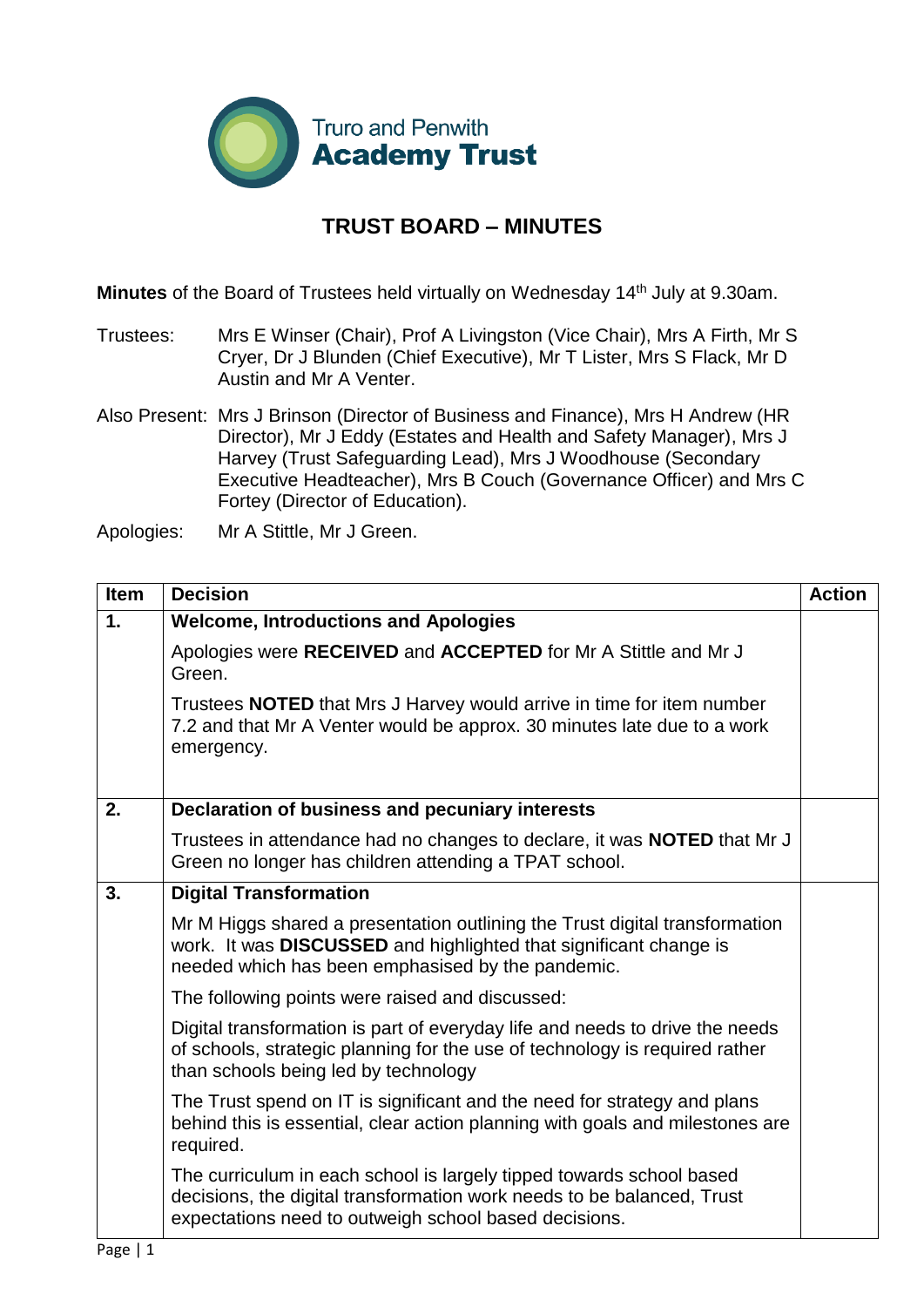Truro and Penwith
**Academy Trust**

# TRUST BOARD – MINUTES

**Minutes** of the Board of Trustees held virtually on Wednesday 14th July at 9.30am.

Trustees: Mrs E Winser (Chair), Prof A Livingston (Vice Chair), Mrs A Firth, Mr S Cryer, Dr J Blunden (Chief Executive), Mr T Lister, Mrs S Flack, Mr D Austin and Mr A Venter.

Also Present: Mrs J Brinson (Director of Business and Finance), Mrs H Andrew (HR Director), Mr J Eddy (Estates and Health and Safety Manager), Mrs J Harvey (Trust Safeguarding Lead), Mrs J Woodhouse (Secondary Executive Headteacher), Mrs B Couch (Governance Officer) and Mrs C Fortey (Director of Education).

Apologies: Mr A Stittle, Mr J Green.

| Item | Decision | Action |
|---|---|---|
| **1.** | **Welcome, Introductions and Apologies**<br><br>Apologies were **RECEIVED** and **ACCEPTED** for Mr A Stittle and Mr J Green.<br><br>Trustees **NOTED** that Mrs J Harvey would arrive in time for item number 7.2 and that Mr A Venter would be approx. 30 minutes late due to a work emergency. | |
| **2.** | **Declaration of business and pecuniary interests**<br><br>Trustees in attendance had no changes to declare, it was **NOTED** that Mr J Green no longer has children attending a TPAT school. | |
| **3.** | **Digital Transformation**<br><br>Mr M Higgs shared a presentation outlining the Trust digital transformation work. It was **DISCUSSED** and highlighted that significant change is needed which has been emphasised by the pandemic.<br><br>The following points were raised and discussed:<br><br>Digital transformation is part of everyday life and needs to drive the needs of schools, strategic planning for the use of technology is required rather than schools being led by technology<br><br>The Trust spend on IT is significant and the need for strategy and plans behind this is essential, clear action planning with goals and milestones are required.<br><br>The curriculum in each school is largely tipped towards school based decisions, the digital transformation work needs to be balanced, Trust expectations need to outweigh school based decisions. | |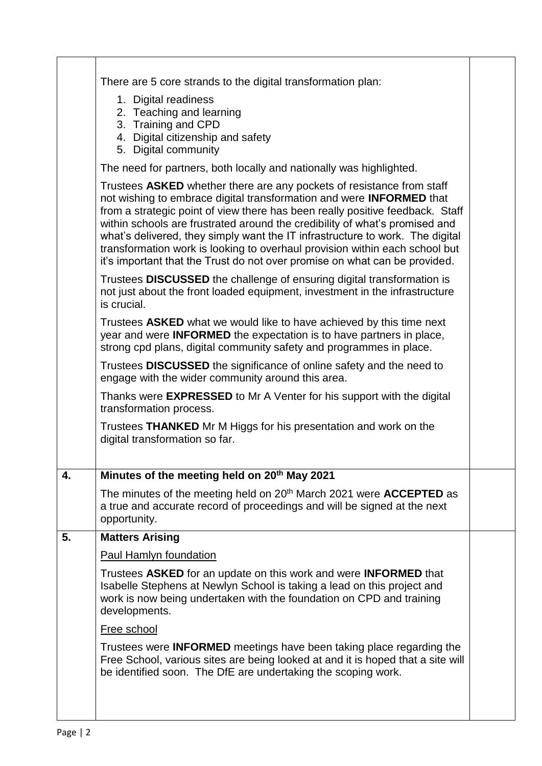There are 5 core strands to the digital transformation plan:

1. Digital readiness
2. Teaching and learning
3. Training and CPD
4. Digital citizenship and safety
5. Digital community

The need for partners, both locally and nationally was highlighted.

Trustees **ASKED** whether there are any pockets of resistance from staff not wishing to embrace digital transformation and were **INFORMED** that from a strategic point of view there has been really positive feedback. Staff within schools are frustrated around the credibility of what's promised and what's delivered, they simply want the IT infrastructure to work. The digital transformation work is looking to overhaul provision within each school but it's important that the Trust do not over promise on what can be provided.

Trustees **DISCUSSED** the challenge of ensuring digital transformation is not just about the front loaded equipment, investment in the infrastructure is crucial.

Trustees **ASKED** what we would like to have achieved by this time next year and were **INFORMED** the expectation is to have partners in place, strong cpd plans, digital community safety and programmes in place.

Trustees **DISCUSSED** the significance of online safety and the need to engage with the wider community around this area.

Thanks were **EXPRESSED** to Mr A Venter for his support with the digital transformation process.

Trustees **THANKED** Mr M Higgs for his presentation and work on the digital transformation so far.

## 4. Minutes of the meeting held on 20th May 2021

The minutes of the meeting held on 20th March 2021 were **ACCEPTED** as a true and accurate record of proceedings and will be signed at the next opportunity.

## 5. Matters Arising

Paul Hamlyn foundation

Trustees **ASKED** for an update on this work and were **INFORMED** that Isabelle Stephens at Newlyn School is taking a lead on this project and work is now being undertaken with the foundation on CPD and training developments.

Free school

Trustees were **INFORMED** meetings have been taking place regarding the Free School, various sites are being looked at and it is hoped that a site will be identified soon. The DfE are undertaking the scoping work.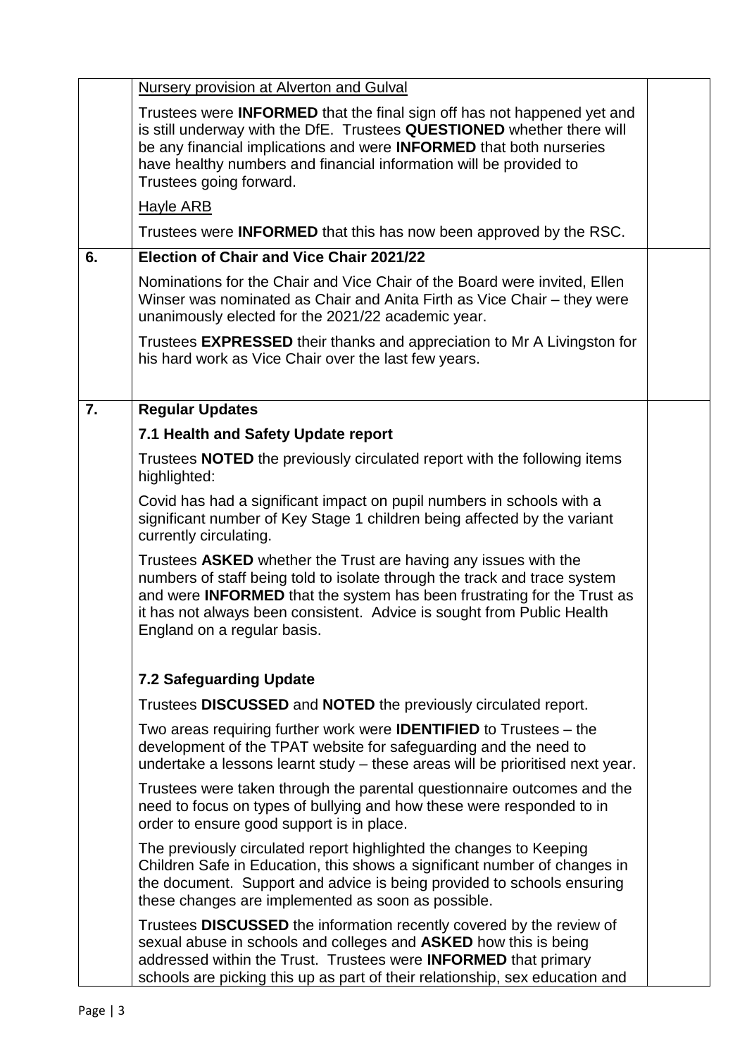| | | |
|---|---|---|
| | <u>Nursery provision at Alverton and Gulval</u><br><br>Trustees were **INFORMED** that the final sign off has not happened yet and is still underway with the DfE. Trustees **QUESTIONED** whether there will be any financial implications and were **INFORMED** that both nurseries have healthy numbers and financial information will be provided to Trustees going forward.<br><br><u>Hayle ARB</u><br><br>Trustees were **INFORMED** that this has now been approved by the RSC. | |
| **6.** | **Election of Chair and Vice Chair 2021/22**<br><br>Nominations for the Chair and Vice Chair of the Board were invited, Ellen Winser was nominated as Chair and Anita Firth as Vice Chair – they were unanimously elected for the 2021/22 academic year.<br><br>Trustees **EXPRESSED** their thanks and appreciation to Mr A Livingston for his hard work as Vice Chair over the last few years. | |
| **7.** | **Regular Updates**<br><br>**7.1 Health and Safety Update report**<br><br>Trustees **NOTED** the previously circulated report with the following items highlighted:<br><br>Covid has had a significant impact on pupil numbers in schools with a significant number of Key Stage 1 children being affected by the variant currently circulating.<br><br>Trustees **ASKED** whether the Trust are having any issues with the numbers of staff being told to isolate through the track and trace system and were **INFORMED** that the system has been frustrating for the Trust as it has not always been consistent. Advice is sought from Public Health England on a regular basis.<br><br>**7.2 Safeguarding Update**<br><br>Trustees **DISCUSSED** and **NOTED** the previously circulated report.<br><br>Two areas requiring further work were **IDENTIFIED** to Trustees – the development of the TPAT website for safeguarding and the need to undertake a lessons learnt study – these areas will be prioritised next year.<br><br>Trustees were taken through the parental questionnaire outcomes and the need to focus on types of bullying and how these were responded to in order to ensure good support is in place.<br><br>The previously circulated report highlighted the changes to Keeping Children Safe in Education, this shows a significant number of changes in the document. Support and advice is being provided to schools ensuring these changes are implemented as soon as possible.<br><br>Trustees **DISCUSSED** the information recently covered by the review of sexual abuse in schools and colleges and **ASKED** how this is being addressed within the Trust. Trustees were **INFORMED** that primary schools are picking this up as part of their relationship, sex education and | |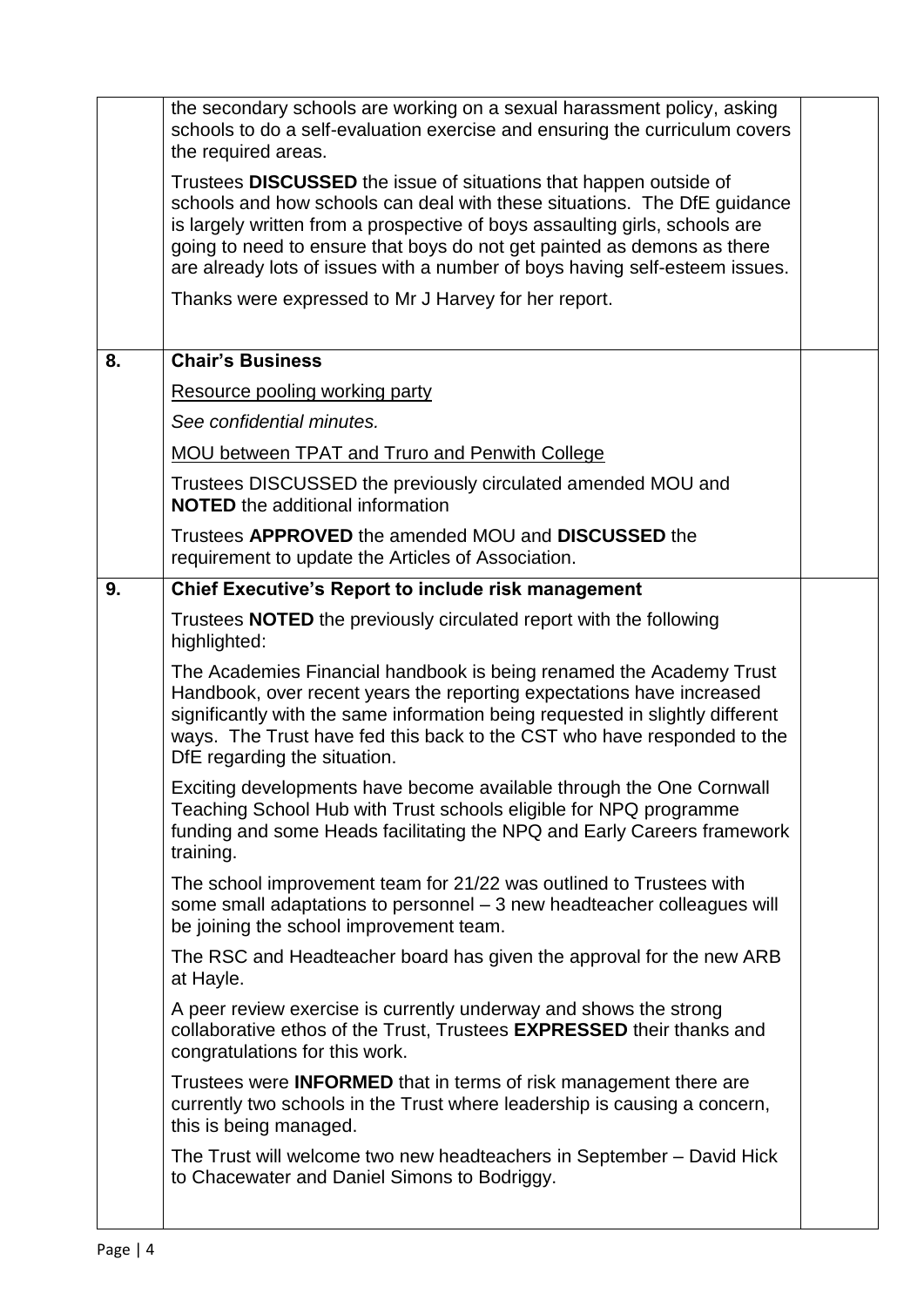| | | |
|---|---|---|
| | the secondary schools are working on a sexual harassment policy, asking schools to do a self-evaluation exercise and ensuring the curriculum covers the required areas.<br><br>Trustees **DISCUSSED** the issue of situations that happen outside of schools and how schools can deal with these situations. The DfE guidance is largely written from a prospective of boys assaulting girls, schools are going to need to ensure that boys do not get painted as demons as there are already lots of issues with a number of boys having self-esteem issues.<br><br>Thanks were expressed to Mr J Harvey for her report. | |
| **8.** | **Chair's Business**<br><br>Resource pooling working party<br><br>*See confidential minutes.*<br><br>MOU between TPAT and Truro and Penwith College<br><br>Trustees DISCUSSED the previously circulated amended MOU and **NOTED** the additional information<br><br>Trustees **APPROVED** the amended MOU and **DISCUSSED** the requirement to update the Articles of Association. | |
| **9.** | **Chief Executive's Report to include risk management**<br><br>Trustees **NOTED** the previously circulated report with the following highlighted:<br><br>The Academies Financial handbook is being renamed the Academy Trust Handbook, over recent years the reporting expectations have increased significantly with the same information being requested in slightly different ways. The Trust have fed this back to the CST who have responded to the DfE regarding the situation.<br><br>Exciting developments have become available through the One Cornwall Teaching School Hub with Trust schools eligible for NPQ programme funding and some Heads facilitating the NPQ and Early Careers framework training.<br><br>The school improvement team for 21/22 was outlined to Trustees with some small adaptations to personnel – 3 new headteacher colleagues will be joining the school improvement team.<br><br>The RSC and Headteacher board has given the approval for the new ARB at Hayle.<br><br>A peer review exercise is currently underway and shows the strong collaborative ethos of the Trust, Trustees **EXPRESSED** their thanks and congratulations for this work.<br><br>Trustees were **INFORMED** that in terms of risk management there are currently two schools in the Trust where leadership is causing a concern, this is being managed.<br><br>The Trust will welcome two new headteachers in September – David Hick to Chacewater and Daniel Simons to Bodriggy. | |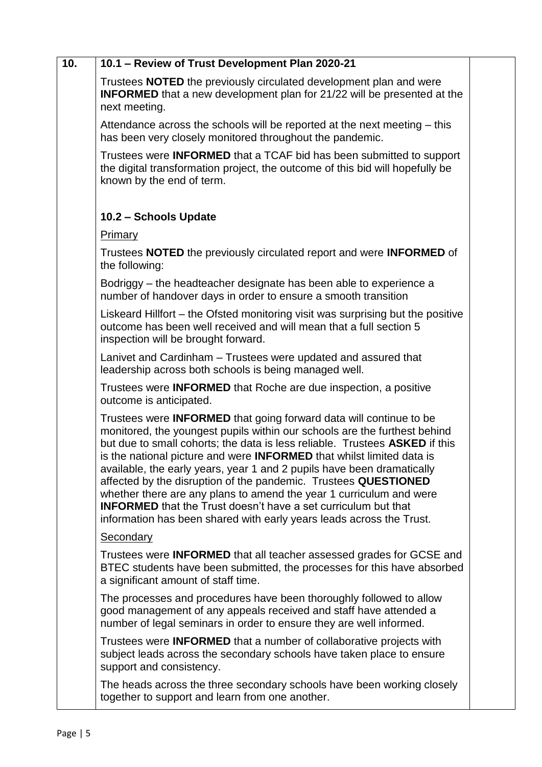| | | |
|---|---|---|
| **10.** | **10.1 – Review of Trust Development Plan 2020-21**<br><br>Trustees **NOTED** the previously circulated development plan and were **INFORMED** that a new development plan for 21/22 will be presented at the next meeting.<br><br>Attendance across the schools will be reported at the next meeting – this has been very closely monitored throughout the pandemic.<br><br>Trustees were **INFORMED** that a TCAF bid has been submitted to support the digital transformation project, the outcome of this bid will hopefully be known by the end of term.<br><br>**10.2 – Schools Update**<br><br>Primary<br><br>Trustees **NOTED** the previously circulated report and were **INFORMED** of the following:<br><br>Bodriggy – the headteacher designate has been able to experience a number of handover days in order to ensure a smooth transition<br><br>Liskeard Hillfort – the Ofsted monitoring visit was surprising but the positive outcome has been well received and will mean that a full section 5 inspection will be brought forward.<br><br>Lanivet and Cardinham – Trustees were updated and assured that leadership across both schools is being managed well.<br><br>Trustees were **INFORMED** that Roche are due inspection, a positive outcome is anticipated.<br><br>Trustees were **INFORMED** that going forward data will continue to be monitored, the youngest pupils within our schools are the furthest behind but due to small cohorts; the data is less reliable. Trustees **ASKED** if this is the national picture and were **INFORMED** that whilst limited data is available, the early years, year 1 and 2 pupils have been dramatically affected by the disruption of the pandemic. Trustees **QUESTIONED** whether there are any plans to amend the year 1 curriculum and were **INFORMED** that the Trust doesn't have a set curriculum but that information has been shared with early years leads across the Trust.<br><br>Secondary<br><br>Trustees were **INFORMED** that all teacher assessed grades for GCSE and BTEC students have been submitted, the processes for this have absorbed a significant amount of staff time.<br><br>The processes and procedures have been thoroughly followed to allow good management of any appeals received and staff have attended a number of legal seminars in order to ensure they are well informed.<br><br>Trustees were **INFORMED** that a number of collaborative projects with subject leads across the secondary schools have taken place to ensure support and consistency.<br><br>The heads across the three secondary schools have been working closely together to support and learn from one another. | |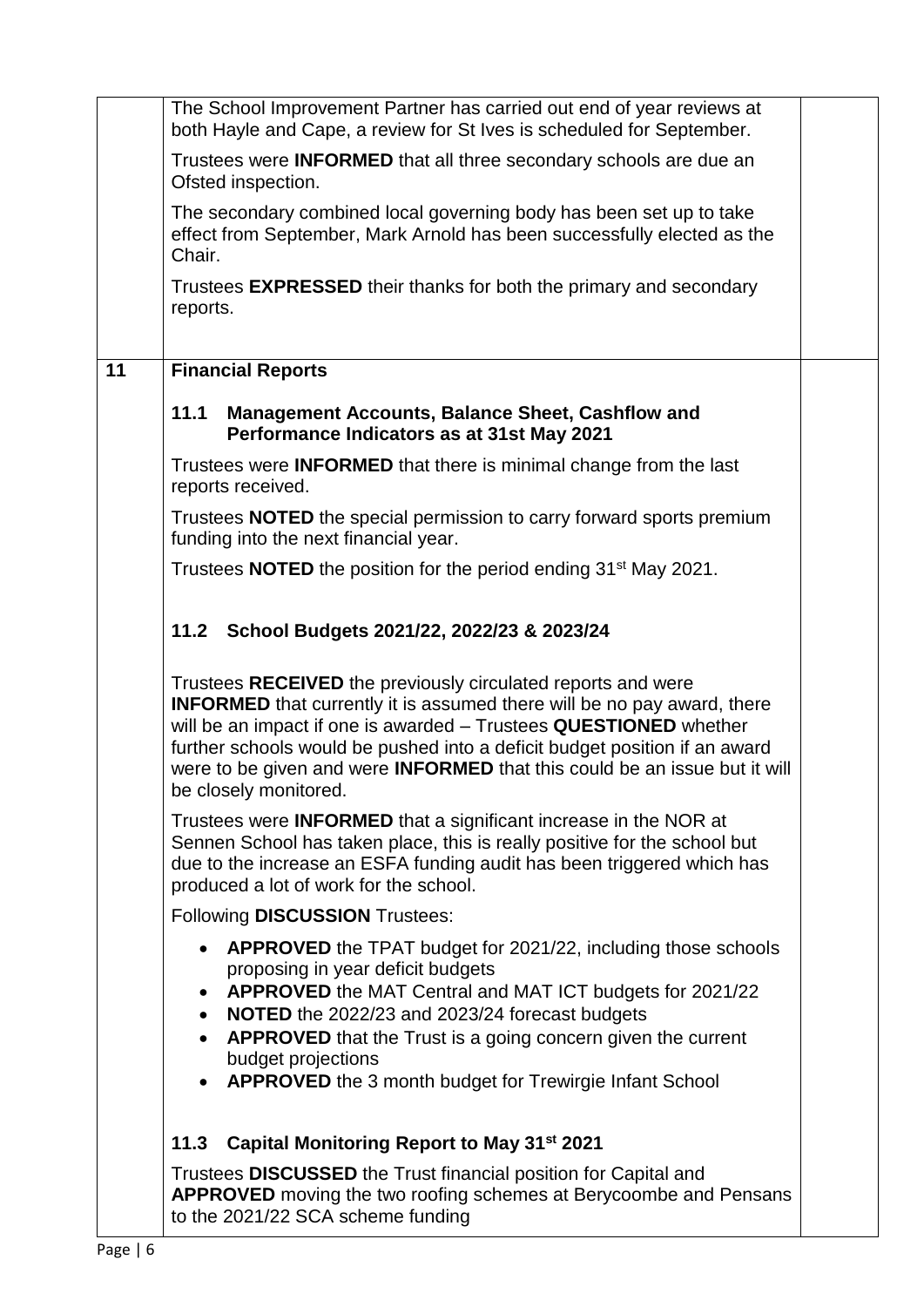| | | |
|---|---|---|
| | The School Improvement Partner has carried out end of year reviews at both Hayle and Cape, a review for St Ives is scheduled for September.<br><br>Trustees were **INFORMED** that all three secondary schools are due an Ofsted inspection.<br><br>The secondary combined local governing body has been set up to take effect from September, Mark Arnold has been successfully elected as the Chair.<br><br>Trustees **EXPRESSED** their thanks for both the primary and secondary reports. | |
| **11** | **Financial Reports**<br><br>**11.1 Management Accounts, Balance Sheet, Cashflow and Performance Indicators as at 31st May 2021**<br><br>Trustees were **INFORMED** that there is minimal change from the last reports received.<br><br>Trustees **NOTED** the special permission to carry forward sports premium funding into the next financial year.<br><br>Trustees **NOTED** the position for the period ending 31st May 2021.<br><br>**11.2 School Budgets 2021/22, 2022/23 & 2023/24**<br><br>Trustees **RECEIVED** the previously circulated reports and were **INFORMED** that currently it is assumed there will be no pay award, there will be an impact if one is awarded – Trustees **QUESTIONED** whether further schools would be pushed into a deficit budget position if an award were to be given and were **INFORMED** that this could be an issue but it will be closely monitored.<br><br>Trustees were **INFORMED** that a significant increase in the NOR at Sennen School has taken place, this is really positive for the school but due to the increase an ESFA funding audit has been triggered which has produced a lot of work for the school.<br><br>Following **DISCUSSION** Trustees:<br><br>• **APPROVED** the TPAT budget for 2021/22, including those schools proposing in year deficit budgets<br>• **APPROVED** the MAT Central and MAT ICT budgets for 2021/22<br>• **NOTED** the 2022/23 and 2023/24 forecast budgets<br>• **APPROVED** that the Trust is a going concern given the current budget projections<br>• **APPROVED** the 3 month budget for Trewirgie Infant School<br><br>**11.3 Capital Monitoring Report to May 31st 2021**<br><br>Trustees **DISCUSSED** the Trust financial position for Capital and **APPROVED** moving the two roofing schemes at Berycoombe and Pensans to the 2021/22 SCA scheme funding | |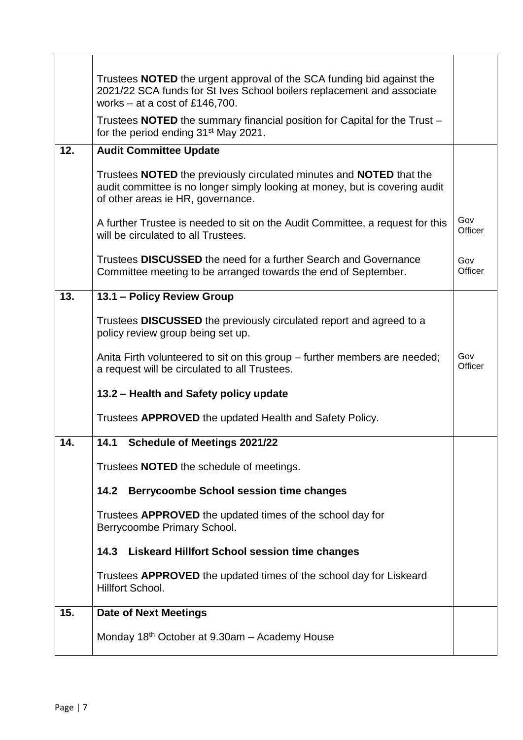| | | |
|---|---|---|
| | Trustees **NOTED** the urgent approval of the SCA funding bid against the 2021/22 SCA funds for St Ives School boilers replacement and associate works – at a cost of £146,700.<br><br>Trustees **NOTED** the summary financial position for Capital for the Trust – for the period ending 31st May 2021. | |
| **12.** | **Audit Committee Update**<br><br>Trustees **NOTED** the previously circulated minutes and **NOTED** that the audit committee is no longer simply looking at money, but is covering audit of other areas ie HR, governance.<br><br>A further Trustee is needed to sit on the Audit Committee, a request for this will be circulated to all Trustees.<br><br>Trustees **DISCUSSED** the need for a further Search and Governance Committee meeting to be arranged towards the end of September. | <br><br><br><br>Gov Officer<br><br>Gov Officer |
| **13.** | **13.1 – Policy Review Group**<br><br>Trustees **DISCUSSED** the previously circulated report and agreed to a policy review group being set up.<br><br>Anita Firth volunteered to sit on this group – further members are needed; a request will be circulated to all Trustees.<br><br>**13.2 – Health and Safety policy update**<br><br>Trustees **APPROVED** the updated Health and Safety Policy. | <br><br><br><br>Gov Officer |
| **14.** | **14.1 Schedule of Meetings 2021/22**<br><br>Trustees **NOTED** the schedule of meetings.<br><br>**14.2 Berrycoombe School session time changes**<br><br>Trustees **APPROVED** the updated times of the school day for Berrycoombe Primary School.<br><br>**14.3 Liskeard Hillfort School session time changes**<br><br>Trustees **APPROVED** the updated times of the school day for Liskeard Hillfort School. | |
| **15.** | **Date of Next Meetings**<br><br>Monday 18th October at 9.30am – Academy House | |